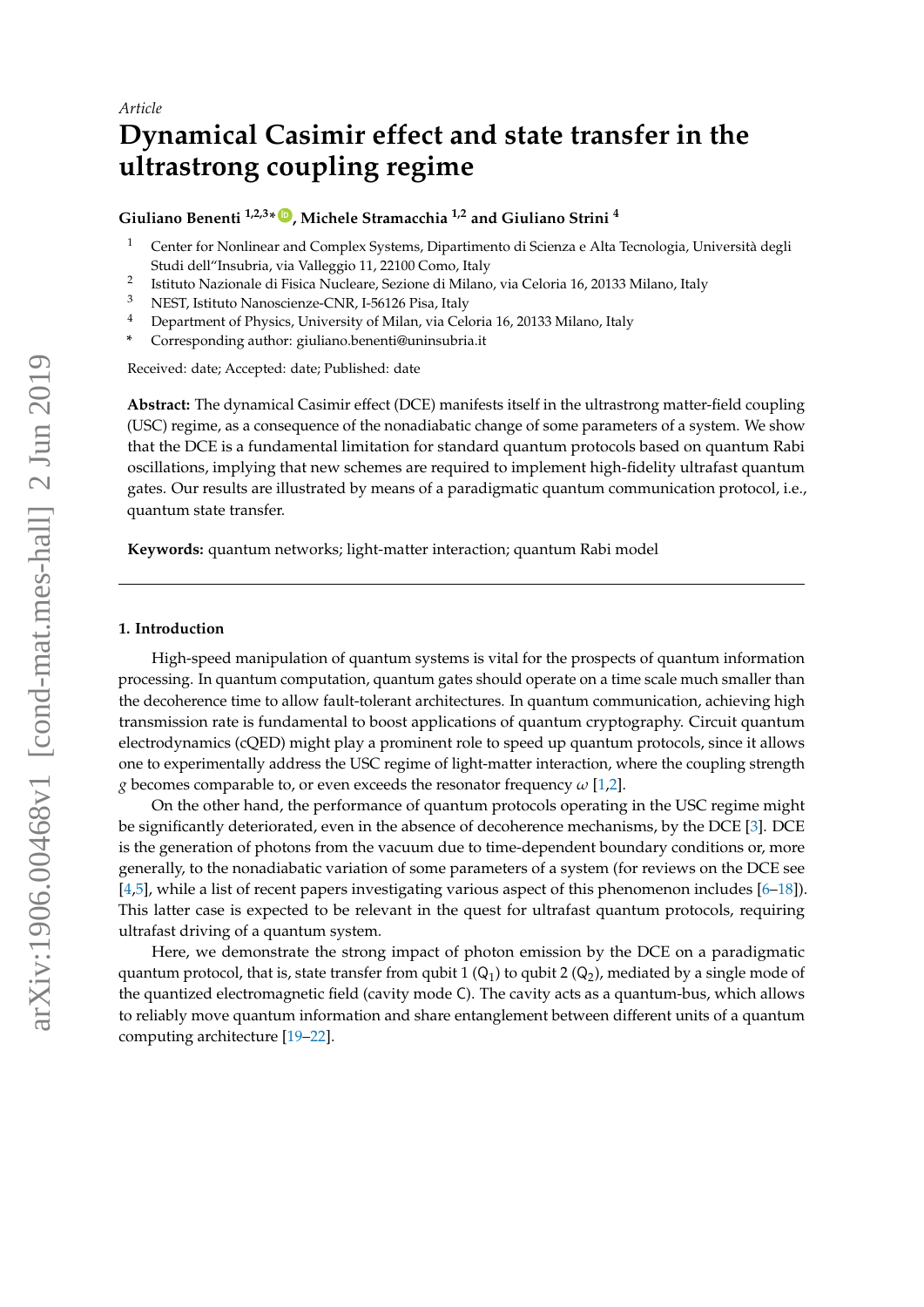*Article*

# Dynamical Casimir effect and state transfer in the ultrastrong coupling regime

**Giuliano Benenti [1,2,3]*, Michele Stramacchia [1,2] and Giuliano Strini [4]**

1 Center for Nonlinear and Complex Systems, Dipartimento di Scienza e Alta Tecnologia, Università degli Studi dell"Insubria, via Valleggio 11, 22100 Como, Italy
2 Istituto Nazionale di Fisica Nucleare, Sezione di Milano, via Celoria 16, 20133 Milano, Italy
3 NEST, Istituto Nanoscienze-CNR, I-56126 Pisa, Italy
4 Department of Physics, University of Milan, via Celoria 16, 20133 Milano, Italy
* Corresponding author: giuliano.benenti@uninsubria.it

Received: date; Accepted: date; Published: date

**Abstract:** The dynamical Casimir effect (DCE) manifests itself in the ultrastrong matter-field coupling (USC) regime, as a consequence of the nonadiabatic change of some parameters of a system. We show that the DCE is a fundamental limitation for standard quantum protocols based on quantum Rabi oscillations, implying that new schemes are required to implement high-fidelity ultrafast quantum gates. Our results are illustrated by means of a paradigmatic quantum communication protocol, i.e., quantum state transfer.

**Keywords:** quantum networks; light-matter interaction; quantum Rabi model

---

## 1. Introduction

High-speed manipulation of quantum systems is vital for the prospects of quantum information processing. In quantum computation, quantum gates should operate on a time scale much smaller than the decoherence time to allow fault-tolerant architectures. In quantum communication, achieving high transmission rate is fundamental to boost applications of quantum cryptography. Circuit quantum electrodynamics (cQED) might play a prominent role to speed up quantum protocols, since it allows one to experimentally address the USC regime of light-matter interaction, where the coupling strength $g$ becomes comparable to, or even exceeds the resonator frequency $\omega$ [1,2].

On the other hand, the performance of quantum protocols operating in the USC regime might be significantly deteriorated, even in the absence of decoherence mechanisms, by the DCE [3]. DCE is the generation of photons from the vacuum due to time-dependent boundary conditions or, more generally, to the nonadiabatic variation of some parameters of a system (for reviews on the DCE see [4,5], while a list of recent papers investigating various aspect of this phenomenon includes [6–18]). This latter case is expected to be relevant in the quest for ultrafast quantum protocols, requiring ultrafast driving of a quantum system.

Here, we demonstrate the strong impact of photon emission by the DCE on a paradigmatic quantum protocol, that is, state transfer from qubit 1 ($Q_1$) to qubit 2 ($Q_2$), mediated by a single mode of the quantized electromagnetic field (cavity mode C). The cavity acts as a quantum-bus, which allows to reliably move quantum information and share entanglement between different units of a quantum computing architecture [19–22].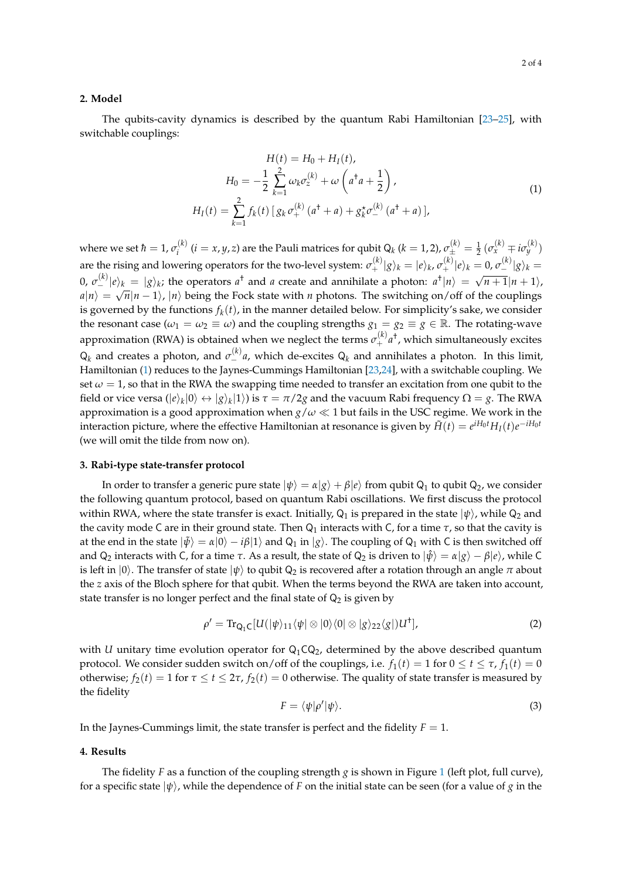## 2. Model

The qubits-cavity dynamics is described by the quantum Rabi Hamiltonian [23–25], with switchable couplings:

$$
\begin{aligned}
H(t) &= H_0 + H_I(t), \\
H_0 &= -\frac{1}{2}\sum_{k=1}^{2} \omega_k \sigma_z^{(k)} + \omega\left(a^\dagger a + \frac{1}{2}\right), \\
H_I(t) &= \sum_{k=1}^{2} f_k(t)\,[\,g_k\,\sigma_+^{(k)}\,(a^\dagger + a) + g_k^\star \sigma_-^{(k)}\,(a^\dagger + a)\,],
\end{aligned}
\tag{1}
$$

where we set $\hbar = 1$, $\sigma_i^{(k)}$ ($i = x, y, z$) are the Pauli matrices for qubit $Q_k$ ($k = 1, 2$), $\sigma_\pm^{(k)} = \frac{1}{2}\,(\sigma_x^{(k)} \mp i\sigma_y^{(k)})$ are the rising and lowering operators for the two-level system: $\sigma_+^{(k)}|g\rangle_k = |e\rangle_k$, $\sigma_+^{(k)}|e\rangle_k = 0$, $\sigma_-^{(k)}|g\rangle_k = 0$, $\sigma_-^{(k)}|e\rangle_k = |g\rangle_k$; the operators $a^\dagger$ and $a$ create and annihilate a photon: $a^\dagger|n\rangle = \sqrt{n+1}|n+1\rangle$, $a|n\rangle = \sqrt{n}|n-1\rangle$, $|n\rangle$ being the Fock state with $n$ photons. The switching on/off of the couplings is governed by the functions $f_k(t)$, in the manner detailed below. For simplicity's sake, we consider the resonant case ($\omega_1 = \omega_2 \equiv \omega$) and the coupling strengths $g_1 = g_2 \equiv g \in \mathbb{R}$. The rotating-wave approximation (RWA) is obtained when we neglect the terms $\sigma_+^{(k)} a^\dagger$, which simultaneously excites $Q_k$ and creates a photon, and $\sigma_-^{(k)} a$, which de-excites $Q_k$ and annihilates a photon. In this limit, Hamiltonian (1) reduces to the Jaynes-Cummings Hamiltonian [23,24], with a switchable coupling. We set $\omega = 1$, so that in the RWA the swapping time needed to transfer an excitation from one qubit to the field or vice versa ($|e\rangle_k|0\rangle \leftrightarrow |g\rangle_k|1\rangle$) is $\tau = \pi/2g$ and the vacuum Rabi frequency $\Omega = g$. The RWA approximation is a good approximation when $g/\omega \ll 1$ but fails in the USC regime. We work in the interaction picture, where the effective Hamiltonian at resonance is given by $\tilde{H}(t) = e^{iH_0 t} H_I(t) e^{-iH_0 t}$ (we will omit the tilde from now on).

## 3. Rabi-type state-transfer protocol

In order to transfer a generic pure state $|\psi\rangle = \alpha|g\rangle + \beta|e\rangle$ from qubit $Q_1$ to qubit $Q_2$, we consider the following quantum protocol, based on quantum Rabi oscillations. We first discuss the protocol within RWA, where the state transfer is exact. Initially, $Q_1$ is prepared in the state $|\psi\rangle$, while $Q_2$ and the cavity mode C are in their ground state. Then $Q_1$ interacts with C, for a time $\tau$, so that the cavity is at the end in the state $|\tilde{\psi}\rangle = \alpha|0\rangle - i\beta|1\rangle$ and $Q_1$ in $|g\rangle$. The coupling of $Q_1$ with C is then switched off and $Q_2$ interacts with C, for a time $\tau$. As a result, the state of $Q_2$ is driven to $|\hat{\psi}\rangle = \alpha|g\rangle - \beta|e\rangle$, while C is left in $|0\rangle$. The transfer of state $|\psi\rangle$ to qubit $Q_2$ is recovered after a rotation through an angle $\pi$ about the $z$ axis of the Bloch sphere for that qubit. When the terms beyond the RWA are taken into account, state transfer is no longer perfect and the final state of $Q_2$ is given by

$$
\rho' = \mathrm{Tr}_{Q_1 C}[U(|\psi\rangle_{11}\langle\psi| \otimes |0\rangle\langle 0| \otimes |g\rangle_{22}\langle g|)U^\dagger],
\tag{2}
$$

with $U$ unitary time evolution operator for $Q_1 C Q_2$, determined by the above described quantum protocol. We consider sudden switch on/off of the couplings, i.e. $f_1(t) = 1$ for $0 \le t \le \tau$, $f_1(t) = 0$ otherwise; $f_2(t) = 1$ for $\tau \le t \le 2\tau$, $f_2(t) = 0$ otherwise. The quality of state transfer is measured by the fidelity

$$
F = \langle\psi|\rho'|\psi\rangle.
\tag{3}
$$

In the Jaynes-Cummings limit, the state transfer is perfect and the fidelity $F = 1$.

## 4. Results

The fidelity $F$ as a function of the coupling strength $g$ is shown in Figure 1 (left plot, full curve), for a specific state $|\psi\rangle$, while the dependence of $F$ on the initial state can be seen (for a value of $g$ in the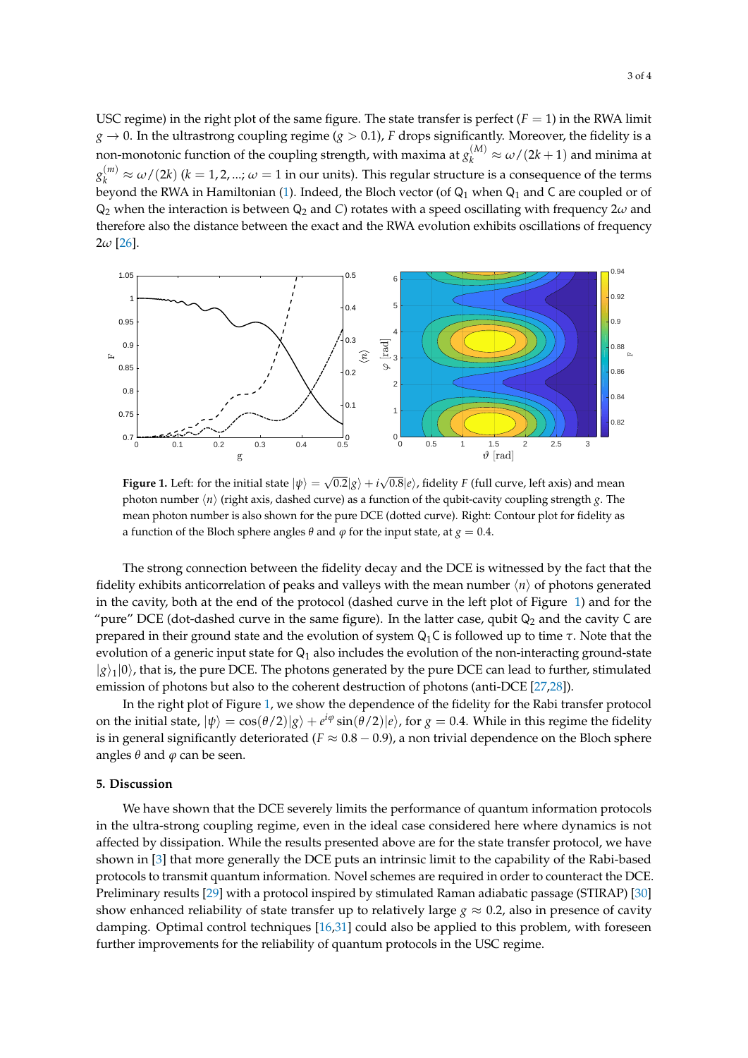USC regime) in the right plot of the same figure. The state transfer is perfect ($F = 1$) in the RWA limit $g \to 0$. In the ultrastrong coupling regime ($g > 0.1$), $F$ drops significantly. Moreover, the fidelity is a non-monotonic function of the coupling strength, with maxima at $g_k^{(M)} \approx \omega/(2k+1)$ and minima at $g_k^{(m)} \approx \omega/(2k)$ ($k = 1, 2, \ldots$; $\omega = 1$ in our units). This regular structure is a consequence of the terms beyond the RWA in Hamiltonian (1). Indeed, the Bloch vector (of $Q_1$ when $Q_1$ and C are coupled or of $Q_2$ when the interaction is between $Q_2$ and $C$) rotates with a speed oscillating with frequency $2\omega$ and therefore also the distance between the exact and the RWA evolution exhibits oscillations of frequency $2\omega$ [26].

1.05
1
0.95
0.9
0.85
0.8
0.75
0.7
F
0
0.1
0.2
0.3
0.4
0.5
g
0.5
0.4
0.3
0.2
0.1
0
$\langle n \rangle$

6
5
4
3
2
1
0
$\varphi$ [rad]
0
0.5
1
1.5
2
2.5
3
$\vartheta$ [rad]
0.94
0.92
0.9
0.88
0.86
0.84
0.82
F

**Figure 1.** Left: for the initial state $|\psi\rangle = \sqrt{0.2}|g\rangle + i\sqrt{0.8}|e\rangle$, fidelity $F$ (full curve, left axis) and mean photon number $\langle n \rangle$ (right axis, dashed curve) as a function of the qubit-cavity coupling strength $g$. The mean photon number is also shown for the pure DCE (dotted curve). Right: Contour plot for fidelity as a function of the Bloch sphere angles $\theta$ and $\varphi$ for the input state, at $g = 0.4$.

The strong connection between the fidelity decay and the DCE is witnessed by the fact that the fidelity exhibits anticorrelation of peaks and valleys with the mean number $\langle n \rangle$ of photons generated in the cavity, both at the end of the protocol (dashed curve in the left plot of Figure 1) and for the "pure" DCE (dot-dashed curve in the same figure). In the latter case, qubit $Q_2$ and the cavity C are prepared in their ground state and the evolution of system $Q_1$C is followed up to time $\tau$. Note that the evolution of a generic input state for $Q_1$ also includes the evolution of the non-interacting ground-state $|g\rangle_1|0\rangle$, that is, the pure DCE. The photons generated by the pure DCE can lead to further, stimulated emission of photons but also to the coherent destruction of photons (anti-DCE [27,28]).

In the right plot of Figure 1, we show the dependence of the fidelity for the Rabi transfer protocol on the initial state, $|\psi\rangle = \cos(\theta/2)|g\rangle + e^{i\varphi}\sin(\theta/2)|e\rangle$, for $g = 0.4$. While in this regime the fidelity is in general significantly deteriorated ($F \approx 0.8 - 0.9$), a non trivial dependence on the Bloch sphere angles $\theta$ and $\varphi$ can be seen.

## 5. Discussion

We have shown that the DCE severely limits the performance of quantum information protocols in the ultra-strong coupling regime, even in the ideal case considered here where dynamics is not affected by dissipation. While the results presented above are for the state transfer protocol, we have shown in [3] that more generally the DCE puts an intrinsic limit to the capability of the Rabi-based protocols to transmit quantum information. Novel schemes are required in order to counteract the DCE. Preliminary results [29] with a protocol inspired by stimulated Raman adiabatic passage (STIRAP) [30] show enhanced reliability of state transfer up to relatively large $g \approx 0.2$, also in presence of cavity damping. Optimal control techniques [16,31] could also be applied to this problem, with foreseen further improvements for the reliability of quantum protocols in the USC regime.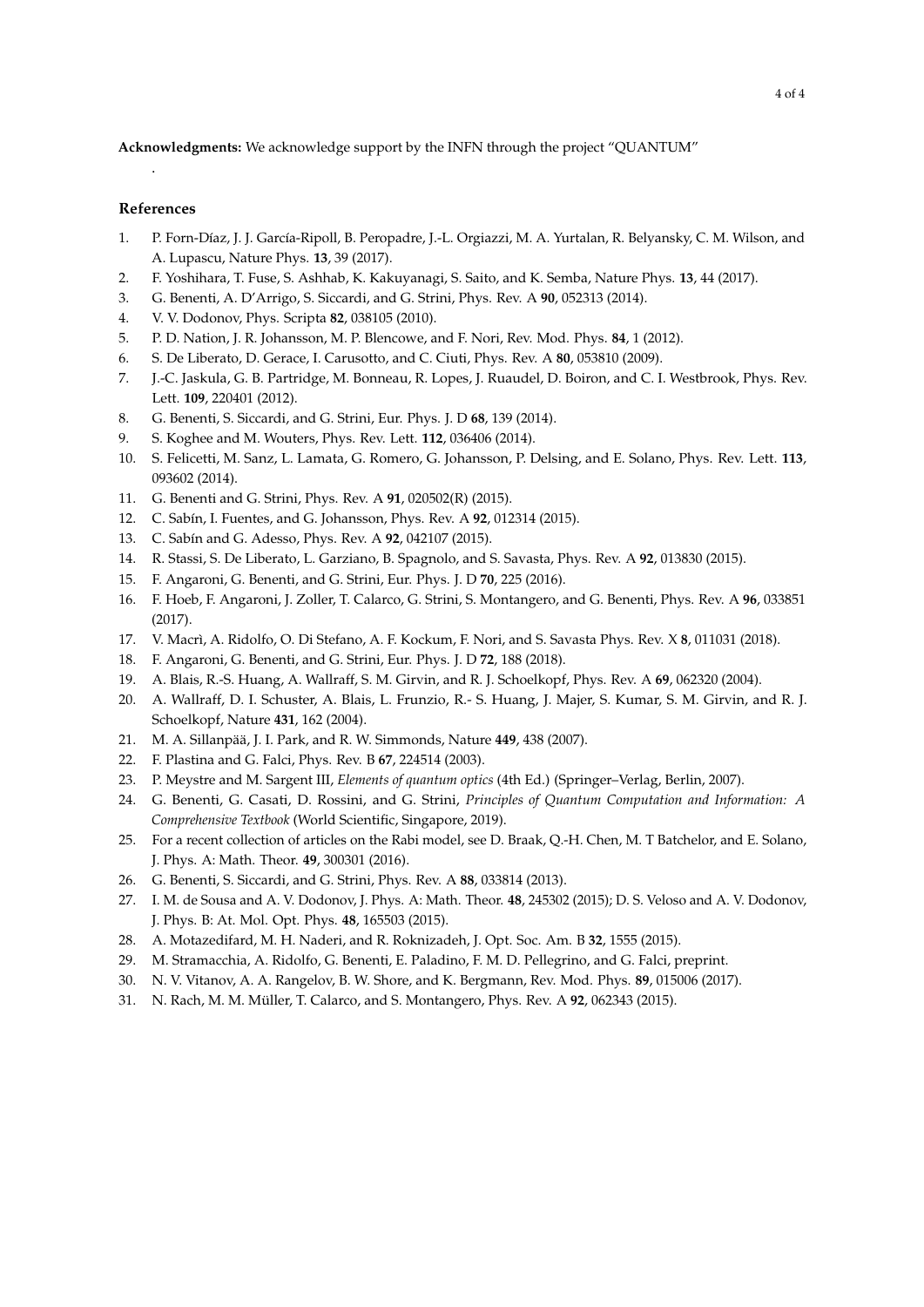**Acknowledgments:** We acknowledge support by the INFN through the project "QUANTUM"

.

## References

1. P. Forn-Díaz, J. J. García-Ripoll, B. Peropadre, J.-L. Orgiazzi, M. A. Yurtalan, R. Belyansky, C. M. Wilson, and A. Lupascu, Nature Phys. **13**, 39 (2017).
2. F. Yoshihara, T. Fuse, S. Ashhab, K. Kakuyanagi, S. Saito, and K. Semba, Nature Phys. **13**, 44 (2017).
3. G. Benenti, A. D'Arrigo, S. Siccardi, and G. Strini, Phys. Rev. A **90**, 052313 (2014).
4. V. V. Dodonov, Phys. Scripta **82**, 038105 (2010).
5. P. D. Nation, J. R. Johansson, M. P. Blencowe, and F. Nori, Rev. Mod. Phys. **84**, 1 (2012).
6. S. De Liberato, D. Gerace, I. Carusotto, and C. Ciuti, Phys. Rev. A **80**, 053810 (2009).
7. J.-C. Jaskula, G. B. Partridge, M. Bonneau, R. Lopes, J. Ruaudel, D. Boiron, and C. I. Westbrook, Phys. Rev. Lett. **109**, 220401 (2012).
8. G. Benenti, S. Siccardi, and G. Strini, Eur. Phys. J. D **68**, 139 (2014).
9. S. Koghee and M. Wouters, Phys. Rev. Lett. **112**, 036406 (2014).
10. S. Felicetti, M. Sanz, L. Lamata, G. Romero, G. Johansson, P. Delsing, and E. Solano, Phys. Rev. Lett. **113**, 093602 (2014).
11. G. Benenti and G. Strini, Phys. Rev. A **91**, 020502(R) (2015).
12. C. Sabín, I. Fuentes, and G. Johansson, Phys. Rev. A **92**, 012314 (2015).
13. C. Sabín and G. Adesso, Phys. Rev. A **92**, 042107 (2015).
14. R. Stassi, S. De Liberato, L. Garziano, B. Spagnolo, and S. Savasta, Phys. Rev. A **92**, 013830 (2015).
15. F. Angaroni, G. Benenti, and G. Strini, Eur. Phys. J. D **70**, 225 (2016).
16. F. Hoeb, F. Angaroni, J. Zoller, T. Calarco, G. Strini, S. Montangero, and G. Benenti, Phys. Rev. A **96**, 033851 (2017).
17. V. Macrì, A. Ridolfo, O. Di Stefano, A. F. Kockum, F. Nori, and S. Savasta Phys. Rev. X **8**, 011031 (2018).
18. F. Angaroni, G. Benenti, and G. Strini, Eur. Phys. J. D **72**, 188 (2018).
19. A. Blais, R.-S. Huang, A. Wallraff, S. M. Girvin, and R. J. Schoelkopf, Phys. Rev. A **69**, 062320 (2004).
20. A. Wallraff, D. I. Schuster, A. Blais, L. Frunzio, R.- S. Huang, J. Majer, S. Kumar, S. M. Girvin, and R. J. Schoelkopf, Nature **431**, 162 (2004).
21. M. A. Sillanpää, J. I. Park, and R. W. Simmonds, Nature **449**, 438 (2007).
22. F. Plastina and G. Falci, Phys. Rev. B **67**, 224514 (2003).
23. P. Meystre and M. Sargent III, *Elements of quantum optics* (4th Ed.) (Springer–Verlag, Berlin, 2007).
24. G. Benenti, G. Casati, D. Rossini, and G. Strini, *Principles of Quantum Computation and Information: A Comprehensive Textbook* (World Scientific, Singapore, 2019).
25. For a recent collection of articles on the Rabi model, see D. Braak, Q.-H. Chen, M. T Batchelor, and E. Solano, J. Phys. A: Math. Theor. **49**, 300301 (2016).
26. G. Benenti, S. Siccardi, and G. Strini, Phys. Rev. A **88**, 033814 (2013).
27. I. M. de Sousa and A. V. Dodonov, J. Phys. A: Math. Theor. **48**, 245302 (2015); D. S. Veloso and A. V. Dodonov, J. Phys. B: At. Mol. Opt. Phys. **48**, 165503 (2015).
28. A. Motazedifard, M. H. Naderi, and R. Roknizadeh, J. Opt. Soc. Am. B **32**, 1555 (2015).
29. M. Stramacchia, A. Ridolfo, G. Benenti, E. Paladino, F. M. D. Pellegrino, and G. Falci, preprint.
30. N. V. Vitanov, A. A. Rangelov, B. W. Shore, and K. Bergmann, Rev. Mod. Phys. **89**, 015006 (2017).
31. N. Rach, M. M. Müller, T. Calarco, and S. Montangero, Phys. Rev. A **92**, 062343 (2015).